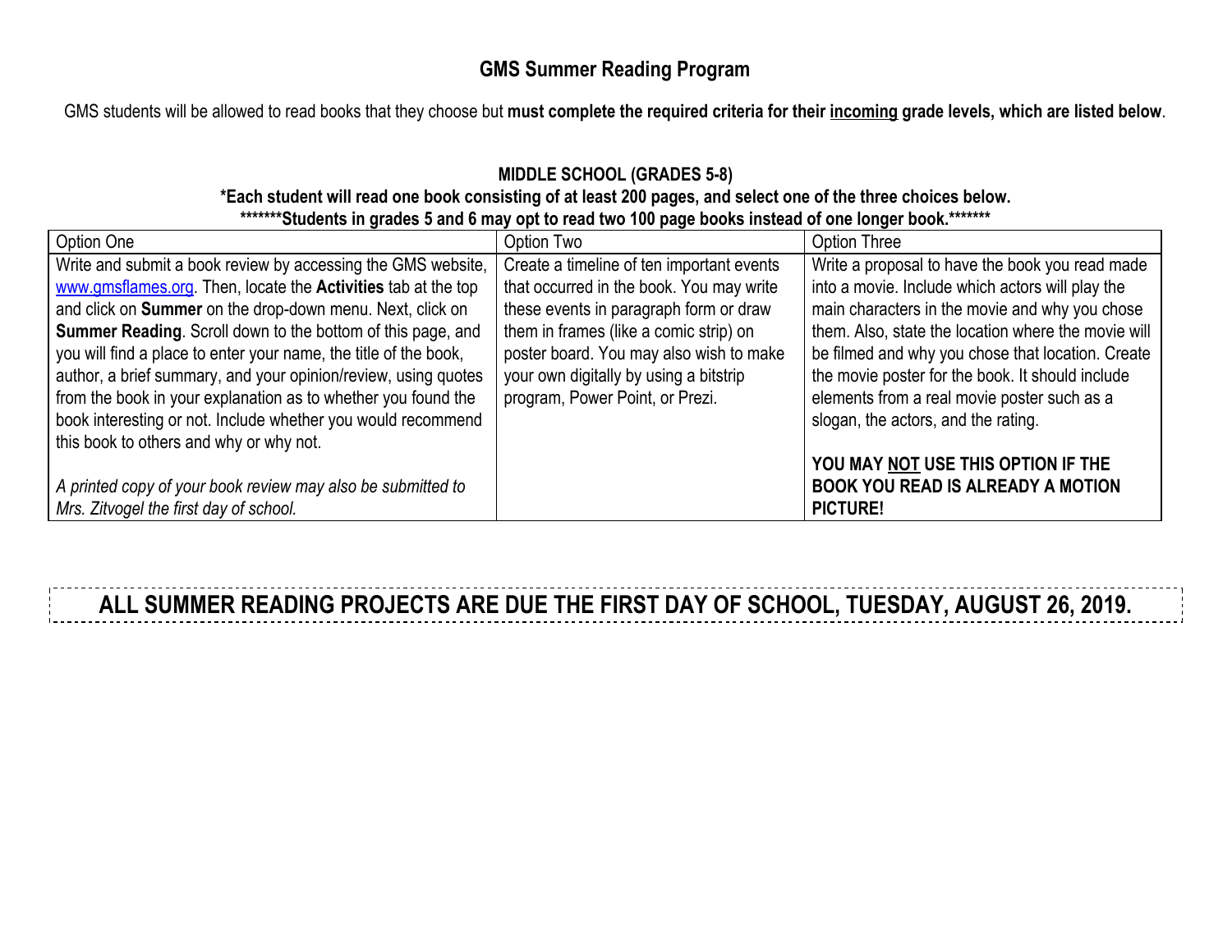## GMS Summer Reading Program

GMS students will be allowed to read books that they choose but **must complete the required criteria for their <u>incoming</u> grade levels, which are listed below**.

**MIDDLE SCHOOL (GRADES 5-8)**

**\*Each student will read one book consisting of at least 200 pages, and select one of the three choices below.**

**\*\*\*\*\*\*\*Students in grades 5 and 6 may opt to read two 100 page books instead of one longer book.\*\*\*\*\*\*\***

| Option One | Option Two | Option Three |
|---|---|---|
| Write and submit a book review by accessing the GMS website, www.gmsflames.org. Then, locate the **Activities** tab at the top and click on **Summer** on the drop-down menu. Next, click on **Summer Reading**. Scroll down to the bottom of this page, and you will find a place to enter your name, the title of the book, author, a brief summary, and your opinion/review, using quotes from the book in your explanation as to whether you found the book interesting or not. Include whether you would recommend this book to others and why or why not.<br><br>*A printed copy of your book review may also be submitted to Mrs. Zitvogel the first day of school.* | Create a timeline of ten important events that occurred in the book. You may write these events in paragraph form or draw them in frames (like a comic strip) on poster board. You may also wish to make your own digitally by using a bitstrip program, Power Point, or Prezi. | Write a proposal to have the book you read made into a movie. Include which actors will play the main characters in the movie and why you chose them. Also, state the location where the movie will be filmed and why you chose that location. Create the movie poster for the book. It should include elements from a real movie poster such as a slogan, the actors, and the rating.<br><br>**YOU MAY <u>NOT</u> USE THIS OPTION IF THE BOOK YOU READ IS ALREADY A MOTION PICTURE!** |

**ALL SUMMER READING PROJECTS ARE DUE THE FIRST DAY OF SCHOOL, TUESDAY, AUGUST 26, 2019.**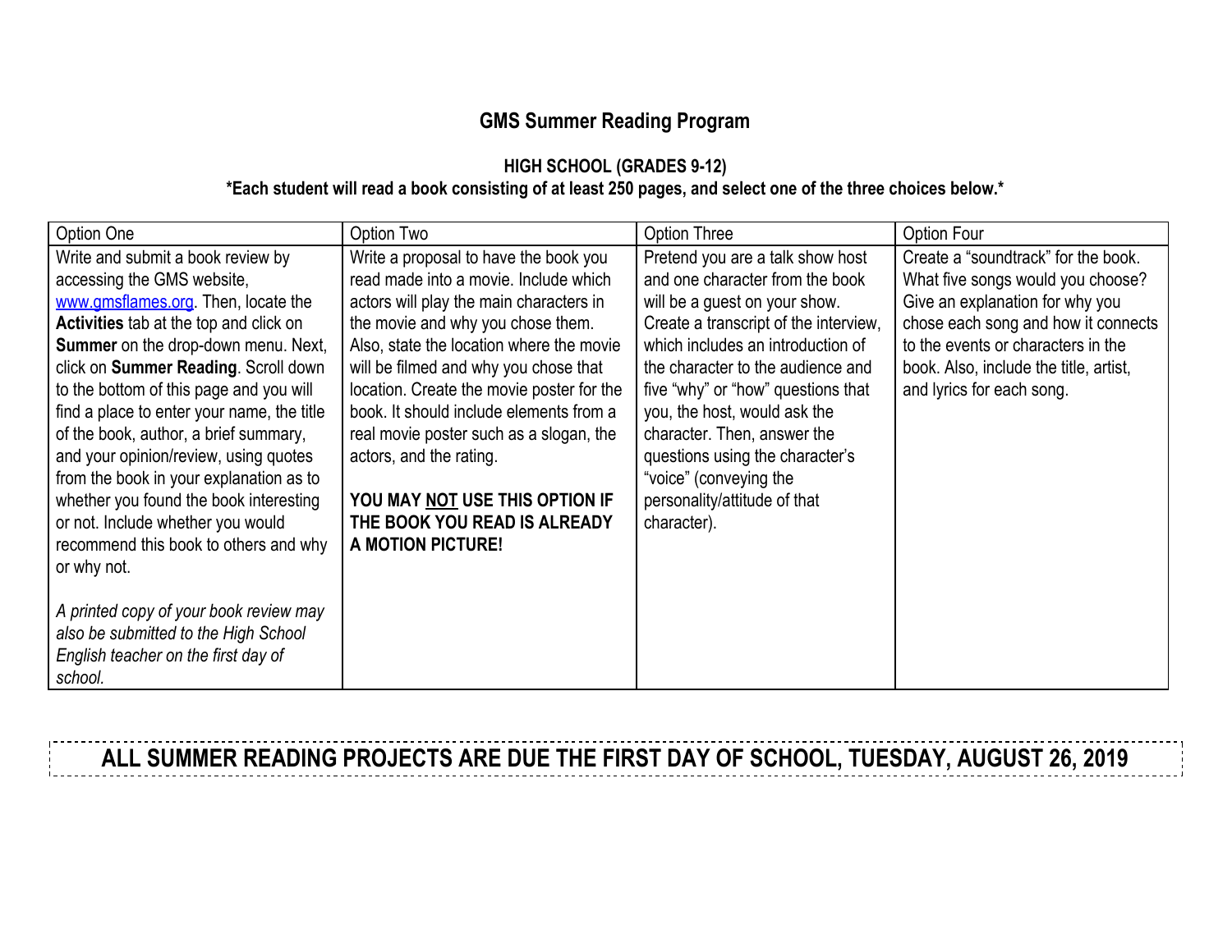# GMS Summer Reading Program

## HIGH SCHOOL (GRADES 9-12)

**\*Each student will read a book consisting of at least 250 pages, and select one of the three choices below.\***

| Option One | Option Two | Option Three | Option Four |
|---|---|---|---|
| Write and submit a book review by accessing the GMS website, [www.gmsflames.org](http://www.gmsflames.org). Then, locate the **Activities** tab at the top and click on **Summer** on the drop-down menu. Next, click on **Summer Reading**. Scroll down to the bottom of this page and you will find a place to enter your name, the title of the book, author, a brief summary, and your opinion/review, using quotes from the book in your explanation as to whether you found the book interesting or not. Include whether you would recommend this book to others and why or why not.<br><br>*A printed copy of your book review may also be submitted to the High School English teacher on the first day of school.* | Write a proposal to have the book you read made into a movie. Include which actors will play the main characters in the movie and why you chose them. Also, state the location where the movie will be filmed and why you chose that location. Create the movie poster for the book. It should include elements from a real movie poster such as a slogan, the actors, and the rating.<br><br>**YOU MAY <u>NOT</u> USE THIS OPTION IF THE BOOK YOU READ IS ALREADY A MOTION PICTURE!** | Pretend you are a talk show host and one character from the book will be a guest on your show. Create a transcript of the interview, which includes an introduction of the character to the audience and five "why" or "how" questions that you, the host, would ask the character. Then, answer the questions using the character's "voice" (conveying the personality/attitude of that character). | Create a "soundtrack" for the book. What five songs would you choose? Give an explanation for why you chose each song and how it connects to the events or characters in the book. Also, include the title, artist, and lyrics for each song. |

**ALL SUMMER READING PROJECTS ARE DUE THE FIRST DAY OF SCHOOL, TUESDAY, AUGUST 26, 2019**